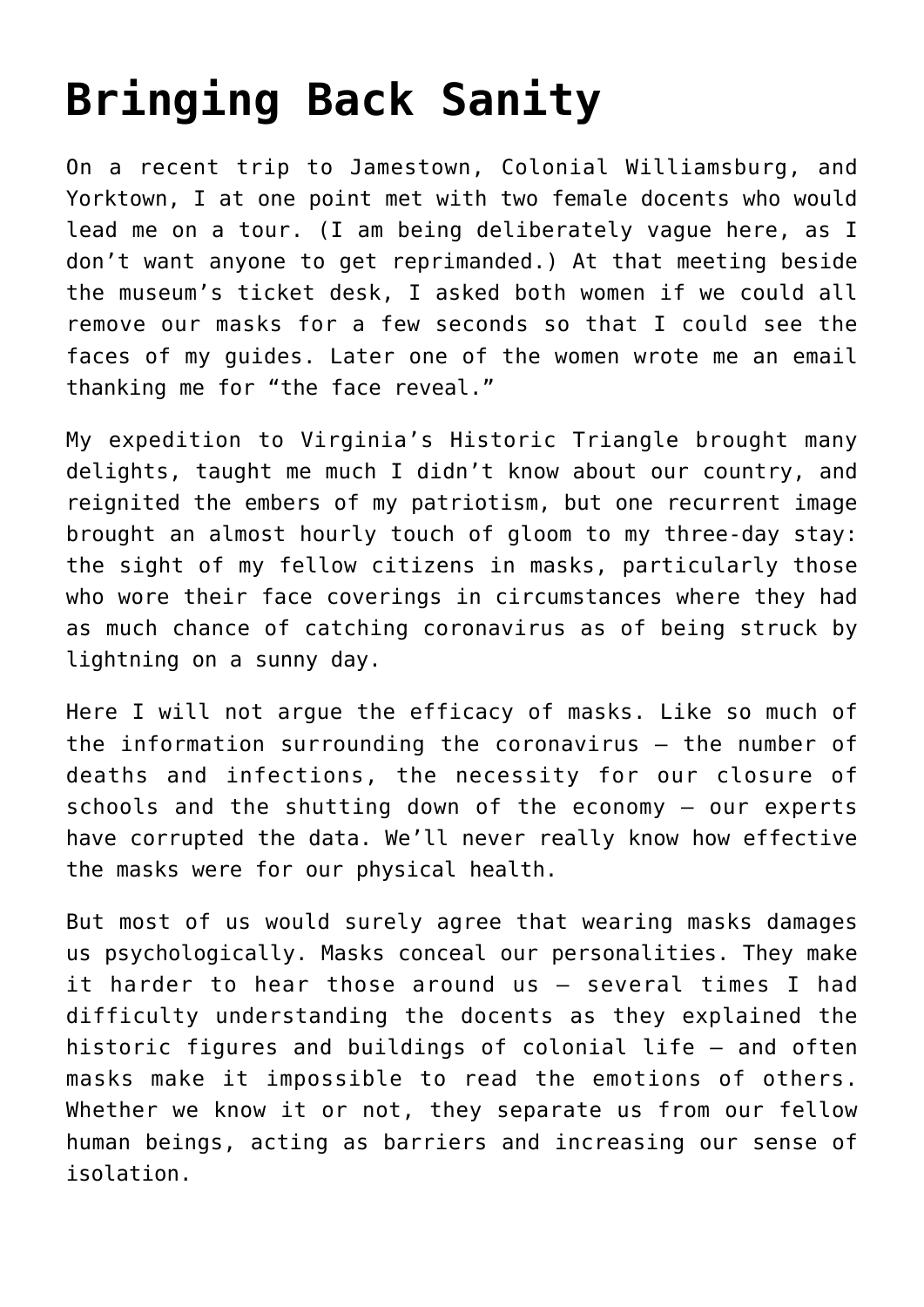# Bringing Back Sanity

On a recent trip to Jamestown, Colonial Williamsburg, and Yorktown, I at one point met with two female docents who would lead me on a tour. (I am being deliberately vague here, as I don't want anyone to get reprimanded.) At that meeting beside the museum's ticket desk, I asked both women if we could all remove our masks for a few seconds so that I could see the faces of my guides. Later one of the women wrote me an email thanking me for "the face reveal."

My expedition to Virginia's Historic Triangle brought many delights, taught me much I didn't know about our country, and reignited the embers of my patriotism, but one recurrent image brought an almost hourly touch of gloom to my three-day stay: the sight of my fellow citizens in masks, particularly those who wore their face coverings in circumstances where they had as much chance of catching coronavirus as of being struck by lightning on a sunny day.

Here I will not argue the efficacy of masks. Like so much of the information surrounding the coronavirus – the number of deaths and infections, the necessity for our closure of schools and the shutting down of the economy – our experts have corrupted the data. We'll never really know how effective the masks were for our physical health.

But most of us would surely agree that wearing masks damages us psychologically. Masks conceal our personalities. They make it harder to hear those around us – several times I had difficulty understanding the docents as they explained the historic figures and buildings of colonial life – and often masks make it impossible to read the emotions of others. Whether we know it or not, they separate us from our fellow human beings, acting as barriers and increasing our sense of isolation.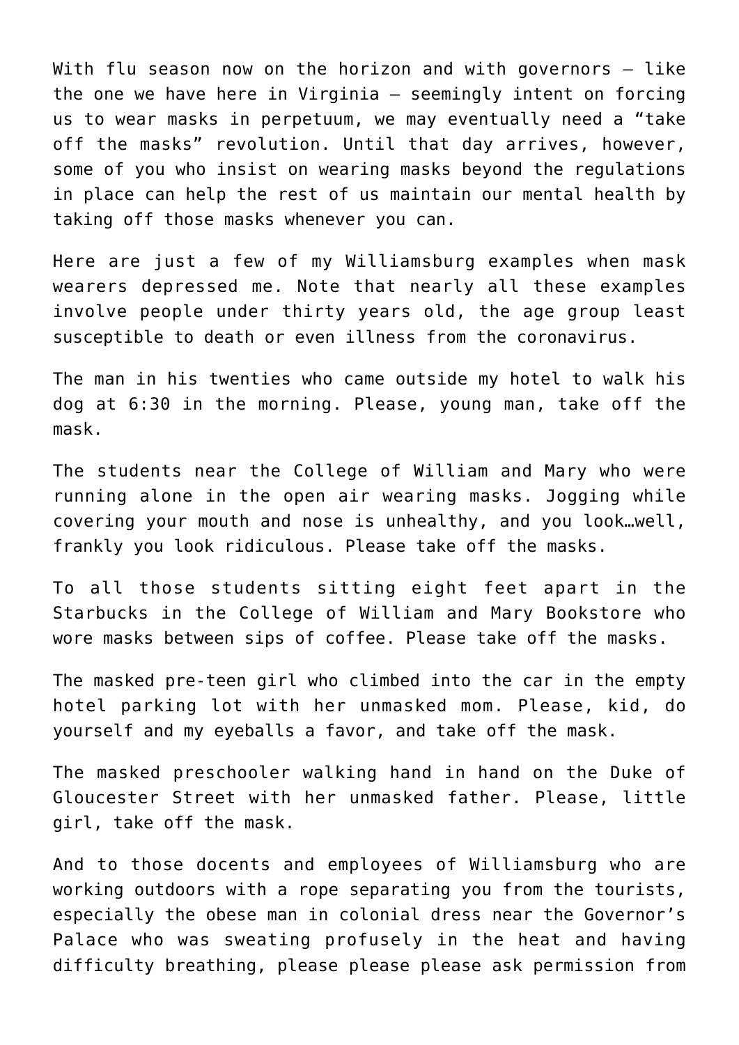With flu season now on the horizon and with governors – like the one we have here in Virginia – seemingly intent on forcing us to wear masks in perpetuum, we may eventually need a "take off the masks" revolution. Until that day arrives, however, some of you who insist on wearing masks beyond the regulations in place can help the rest of us maintain our mental health by taking off those masks whenever you can.

Here are just a few of my Williamsburg examples when mask wearers depressed me. Note that nearly all these examples involve people under thirty years old, the age group least susceptible to death or even illness from the coronavirus.

The man in his twenties who came outside my hotel to walk his dog at 6:30 in the morning. Please, young man, take off the mask.

The students near the College of William and Mary who were running alone in the open air wearing masks. Jogging while covering your mouth and nose is unhealthy, and you look…well, frankly you look ridiculous. Please take off the masks.

To all those students sitting eight feet apart in the Starbucks in the College of William and Mary Bookstore who wore masks between sips of coffee. Please take off the masks.

The masked pre-teen girl who climbed into the car in the empty hotel parking lot with her unmasked mom. Please, kid, do yourself and my eyeballs a favor, and take off the mask.

The masked preschooler walking hand in hand on the Duke of Gloucester Street with her unmasked father. Please, little girl, take off the mask.

And to those docents and employees of Williamsburg who are working outdoors with a rope separating you from the tourists, especially the obese man in colonial dress near the Governor's Palace who was sweating profusely in the heat and having difficulty breathing, please please please ask permission from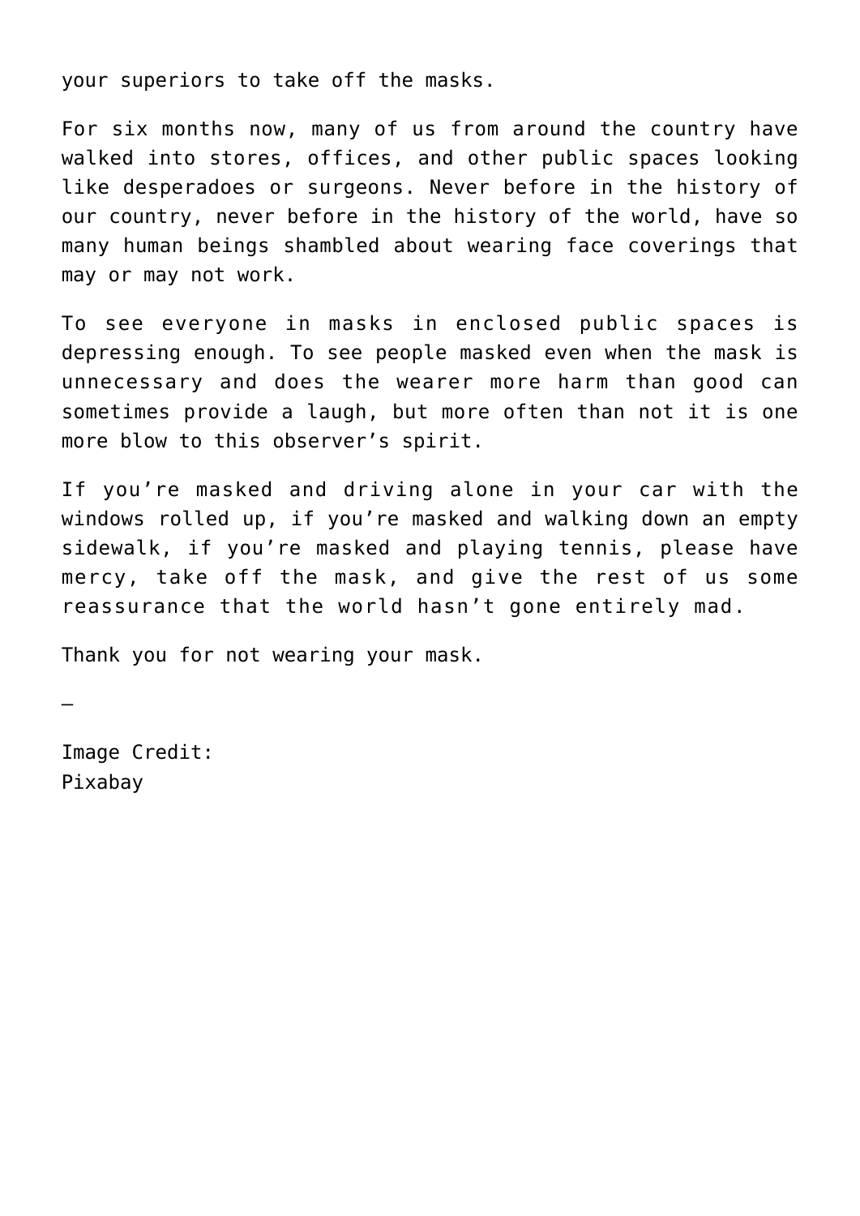your superiors to take off the masks.

For six months now, many of us from around the country have walked into stores, offices, and other public spaces looking like desperadoes or surgeons. Never before in the history of our country, never before in the history of the world, have so many human beings shambled about wearing face coverings that may or may not work.

To see everyone in masks in enclosed public spaces is depressing enough. To see people masked even when the mask is unnecessary and does the wearer more harm than good can sometimes provide a laugh, but more often than not it is one more blow to this observer's spirit.

If you're masked and driving alone in your car with the windows rolled up, if you're masked and walking down an empty sidewalk, if you're masked and playing tennis, please have mercy, take off the mask, and give the rest of us some reassurance that the world hasn't gone entirely mad.

Thank you for not wearing your mask.

—

Image Credit:
Pixabay